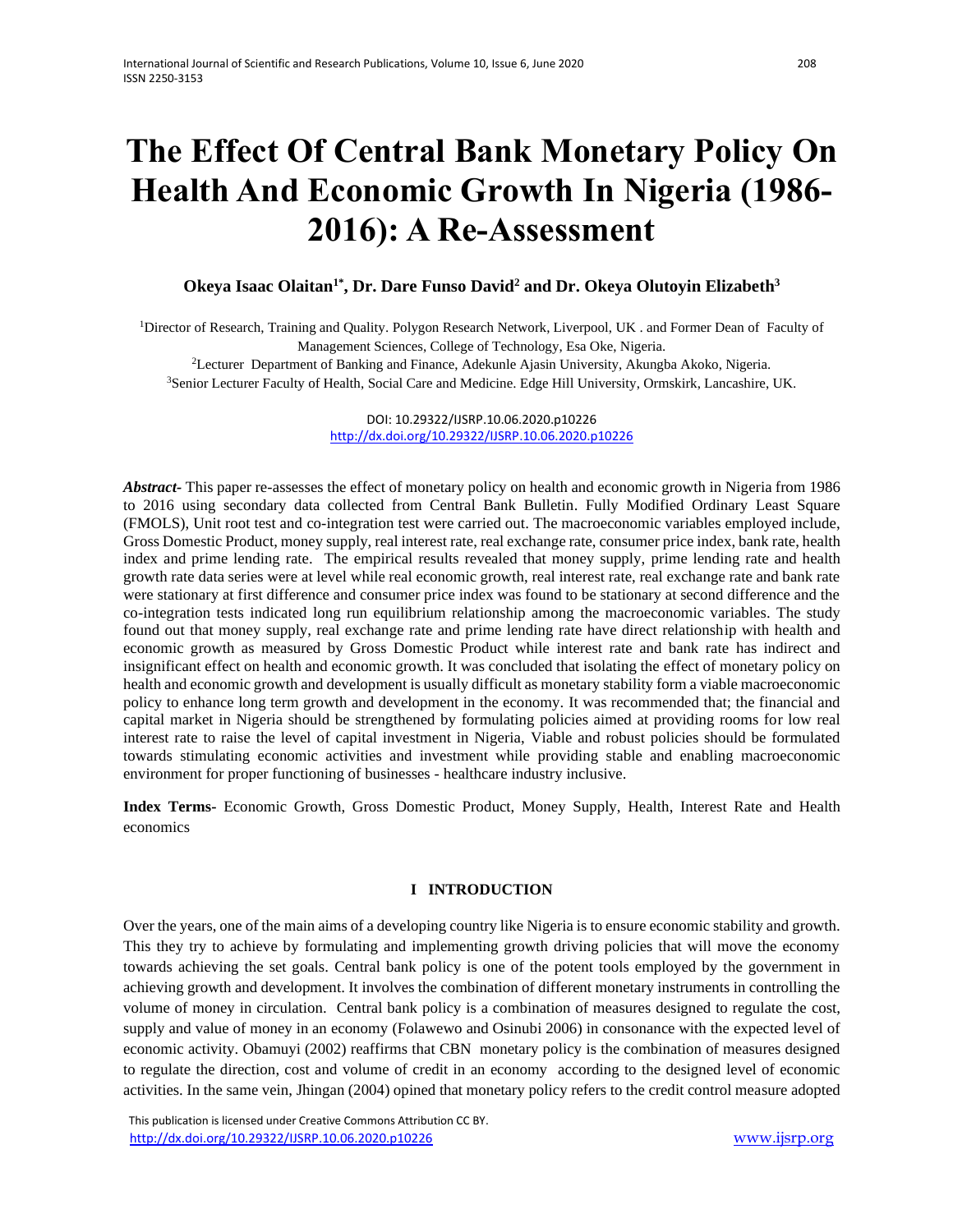# The Effect Of Central Bank Monetary Policy On Health And Economic Growth In Nigeria (1986-2016): A Re-Assessment

**Okeya Isaac Olaitan[1*], Dr. Dare Funso David[2] and Dr. Okeya Olutoyin Elizabeth[3]**

[1]Director of Research, Training and Quality. Polygon Research Network, Liverpool, UK . and Former Dean of Faculty of Management Sciences, College of Technology, Esa Oke, Nigeria.
[2]Lecturer Department of Banking and Finance, Adekunle Ajasin University, Akungba Akoko, Nigeria.
[3]Senior Lecturer Faculty of Health, Social Care and Medicine. Edge Hill University, Ormskirk, Lancashire, UK.

DOI: 10.29322/IJSRP.10.06.2020.p10226
http://dx.doi.org/10.29322/IJSRP.10.06.2020.p10226

***Abstract-*** This paper re-assesses the effect of monetary policy on health and economic growth in Nigeria from 1986 to 2016 using secondary data collected from Central Bank Bulletin. Fully Modified Ordinary Least Square (FMOLS), Unit root test and co-integration test were carried out. The macroeconomic variables employed include, Gross Domestic Product, money supply, real interest rate, real exchange rate, consumer price index, bank rate, health index and prime lending rate. The empirical results revealed that money supply, prime lending rate and health growth rate data series were at level while real economic growth, real interest rate, real exchange rate and bank rate were stationary at first difference and consumer price index was found to be stationary at second difference and the co-integration tests indicated long run equilibrium relationship among the macroeconomic variables. The study found out that money supply, real exchange rate and prime lending rate have direct relationship with health and economic growth as measured by Gross Domestic Product while interest rate and bank rate has indirect and insignificant effect on health and economic growth. It was concluded that isolating the effect of monetary policy on health and economic growth and development is usually difficult as monetary stability form a viable macroeconomic policy to enhance long term growth and development in the economy. It was recommended that; the financial and capital market in Nigeria should be strengthened by formulating policies aimed at providing rooms for low real interest rate to raise the level of capital investment in Nigeria, Viable and robust policies should be formulated towards stimulating economic activities and investment while providing stable and enabling macroeconomic environment for proper functioning of businesses - healthcare industry inclusive.

**Index Terms-** Economic Growth, Gross Domestic Product, Money Supply, Health, Interest Rate and Health economics

## I INTRODUCTION

Over the years, one of the main aims of a developing country like Nigeria is to ensure economic stability and growth. This they try to achieve by formulating and implementing growth driving policies that will move the economy towards achieving the set goals. Central bank policy is one of the potent tools employed by the government in achieving growth and development. It involves the combination of different monetary instruments in controlling the volume of money in circulation. Central bank policy is a combination of measures designed to regulate the cost, supply and value of money in an economy (Folawewo and Osinubi 2006) in consonance with the expected level of economic activity. Obamuyi (2002) reaffirms that CBN monetary policy is the combination of measures designed to regulate the direction, cost and volume of credit in an economy according to the designed level of economic activities. In the same vein, Jhingan (2004) opined that monetary policy refers to the credit control measure adopted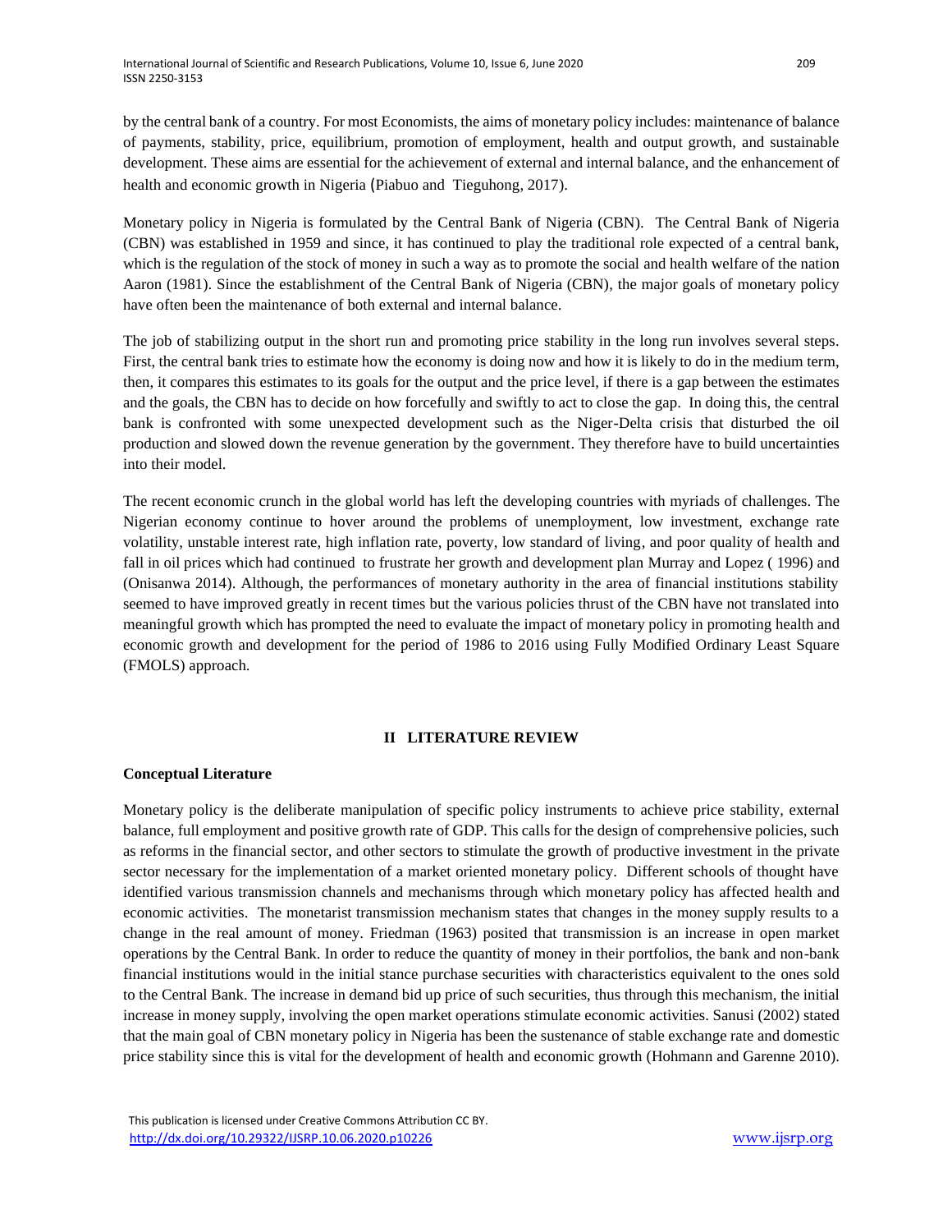by the central bank of a country. For most Economists, the aims of monetary policy includes: maintenance of balance of payments, stability, price, equilibrium, promotion of employment, health and output growth, and sustainable development. These aims are essential for the achievement of external and internal balance, and the enhancement of health and economic growth in Nigeria (Piabuo and Tieguhong, 2017).

Monetary policy in Nigeria is formulated by the Central Bank of Nigeria (CBN). The Central Bank of Nigeria (CBN) was established in 1959 and since, it has continued to play the traditional role expected of a central bank, which is the regulation of the stock of money in such a way as to promote the social and health welfare of the nation Aaron (1981). Since the establishment of the Central Bank of Nigeria (CBN), the major goals of monetary policy have often been the maintenance of both external and internal balance.

The job of stabilizing output in the short run and promoting price stability in the long run involves several steps. First, the central bank tries to estimate how the economy is doing now and how it is likely to do in the medium term, then, it compares this estimates to its goals for the output and the price level, if there is a gap between the estimates and the goals, the CBN has to decide on how forcefully and swiftly to act to close the gap. In doing this, the central bank is confronted with some unexpected development such as the Niger-Delta crisis that disturbed the oil production and slowed down the revenue generation by the government. They therefore have to build uncertainties into their model.

The recent economic crunch in the global world has left the developing countries with myriads of challenges. The Nigerian economy continue to hover around the problems of unemployment, low investment, exchange rate volatility, unstable interest rate, high inflation rate, poverty, low standard of living, and poor quality of health and fall in oil prices which had continued to frustrate her growth and development plan Murray and Lopez ( 1996) and (Onisanwa 2014). Although, the performances of monetary authority in the area of financial institutions stability seemed to have improved greatly in recent times but the various policies thrust of the CBN have not translated into meaningful growth which has prompted the need to evaluate the impact of monetary policy in promoting health and economic growth and development for the period of 1986 to 2016 using Fully Modified Ordinary Least Square (FMOLS) approach.

## II LITERATURE REVIEW

### Conceptual Literature

Monetary policy is the deliberate manipulation of specific policy instruments to achieve price stability, external balance, full employment and positive growth rate of GDP. This calls for the design of comprehensive policies, such as reforms in the financial sector, and other sectors to stimulate the growth of productive investment in the private sector necessary for the implementation of a market oriented monetary policy. Different schools of thought have identified various transmission channels and mechanisms through which monetary policy has affected health and economic activities. The monetarist transmission mechanism states that changes in the money supply results to a change in the real amount of money. Friedman (1963) posited that transmission is an increase in open market operations by the Central Bank. In order to reduce the quantity of money in their portfolios, the bank and non-bank financial institutions would in the initial stance purchase securities with characteristics equivalent to the ones sold to the Central Bank. The increase in demand bid up price of such securities, thus through this mechanism, the initial increase in money supply, involving the open market operations stimulate economic activities. Sanusi (2002) stated that the main goal of CBN monetary policy in Nigeria has been the sustenance of stable exchange rate and domestic price stability since this is vital for the development of health and economic growth (Hohmann and Garenne 2010).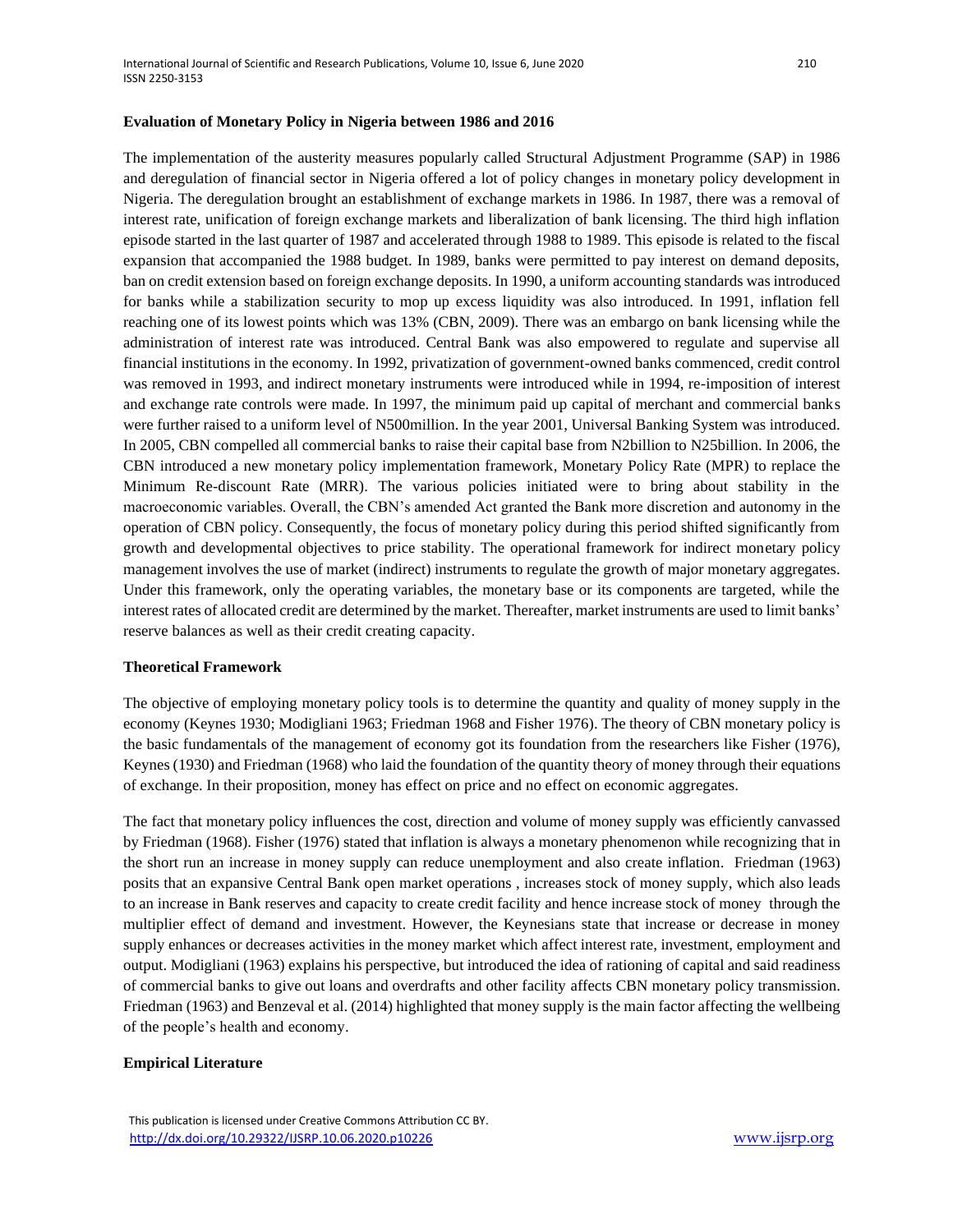**Evaluation of Monetary Policy in Nigeria between 1986 and 2016**

The implementation of the austerity measures popularly called Structural Adjustment Programme (SAP) in 1986 and deregulation of financial sector in Nigeria offered a lot of policy changes in monetary policy development in Nigeria. The deregulation brought an establishment of exchange markets in 1986. In 1987, there was a removal of interest rate, unification of foreign exchange markets and liberalization of bank licensing. The third high inflation episode started in the last quarter of 1987 and accelerated through 1988 to 1989. This episode is related to the fiscal expansion that accompanied the 1988 budget. In 1989, banks were permitted to pay interest on demand deposits, ban on credit extension based on foreign exchange deposits. In 1990, a uniform accounting standards was introduced for banks while a stabilization security to mop up excess liquidity was also introduced. In 1991, inflation fell reaching one of its lowest points which was 13% (CBN, 2009). There was an embargo on bank licensing while the administration of interest rate was introduced. Central Bank was also empowered to regulate and supervise all financial institutions in the economy. In 1992, privatization of government-owned banks commenced, credit control was removed in 1993, and indirect monetary instruments were introduced while in 1994, re-imposition of interest and exchange rate controls were made. In 1997, the minimum paid up capital of merchant and commercial banks were further raised to a uniform level of N500million. In the year 2001, Universal Banking System was introduced. In 2005, CBN compelled all commercial banks to raise their capital base from N2billion to N25billion. In 2006, the CBN introduced a new monetary policy implementation framework, Monetary Policy Rate (MPR) to replace the Minimum Re-discount Rate (MRR). The various policies initiated were to bring about stability in the macroeconomic variables. Overall, the CBN's amended Act granted the Bank more discretion and autonomy in the operation of CBN policy. Consequently, the focus of monetary policy during this period shifted significantly from growth and developmental objectives to price stability. The operational framework for indirect monetary policy management involves the use of market (indirect) instruments to regulate the growth of major monetary aggregates. Under this framework, only the operating variables, the monetary base or its components are targeted, while the interest rates of allocated credit are determined by the market. Thereafter, market instruments are used to limit banks' reserve balances as well as their credit creating capacity.

**Theoretical Framework**

The objective of employing monetary policy tools is to determine the quantity and quality of money supply in the economy (Keynes 1930; Modigliani 1963; Friedman 1968 and Fisher 1976). The theory of CBN monetary policy is the basic fundamentals of the management of economy got its foundation from the researchers like Fisher (1976), Keynes (1930) and Friedman (1968) who laid the foundation of the quantity theory of money through their equations of exchange. In their proposition, money has effect on price and no effect on economic aggregates.

The fact that monetary policy influences the cost, direction and volume of money supply was efficiently canvassed by Friedman (1968). Fisher (1976) stated that inflation is always a monetary phenomenon while recognizing that in the short run an increase in money supply can reduce unemployment and also create inflation. Friedman (1963) posits that an expansive Central Bank open market operations , increases stock of money supply, which also leads to an increase in Bank reserves and capacity to create credit facility and hence increase stock of money through the multiplier effect of demand and investment. However, the Keynesians state that increase or decrease in money supply enhances or decreases activities in the money market which affect interest rate, investment, employment and output. Modigliani (1963) explains his perspective, but introduced the idea of rationing of capital and said readiness of commercial banks to give out loans and overdrafts and other facility affects CBN monetary policy transmission. Friedman (1963) and Benzeval et al. (2014) highlighted that money supply is the main factor affecting the wellbeing of the people's health and economy.

**Empirical Literature**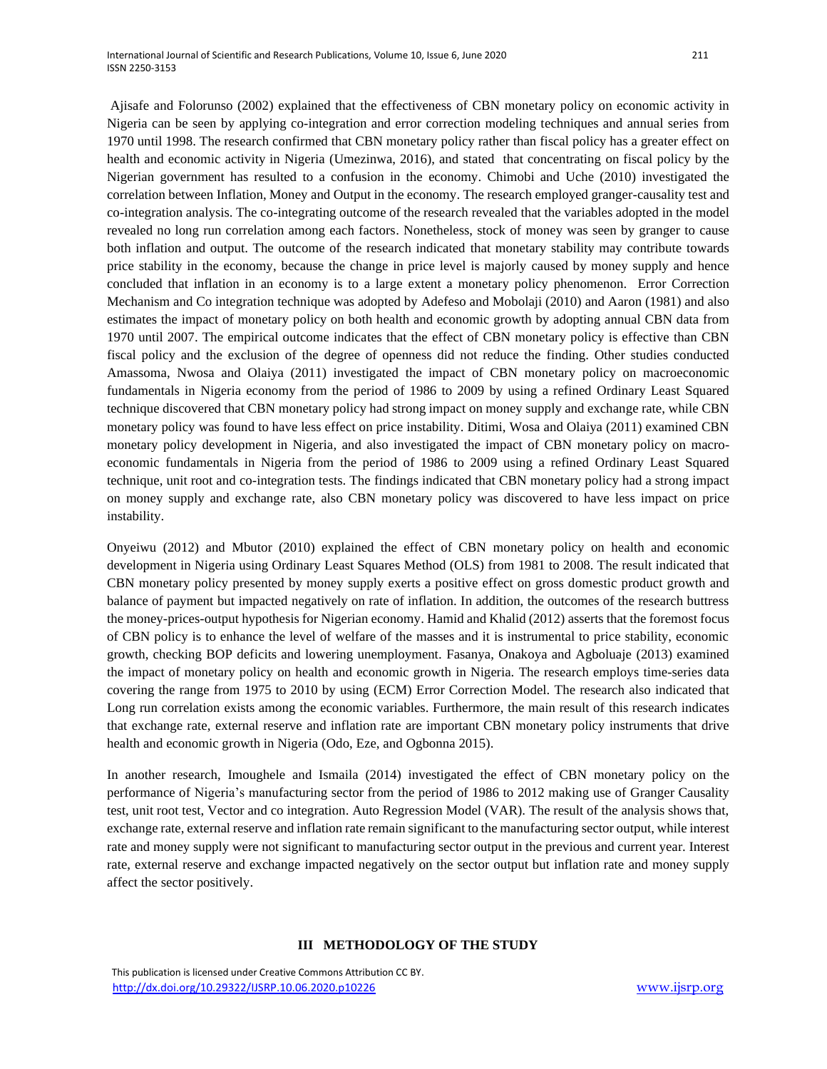Ajisafe and Folorunso (2002) explained that the effectiveness of CBN monetary policy on economic activity in Nigeria can be seen by applying co-integration and error correction modeling techniques and annual series from 1970 until 1998. The research confirmed that CBN monetary policy rather than fiscal policy has a greater effect on health and economic activity in Nigeria (Umezinwa, 2016), and stated that concentrating on fiscal policy by the Nigerian government has resulted to a confusion in the economy. Chimobi and Uche (2010) investigated the correlation between Inflation, Money and Output in the economy. The research employed granger-causality test and co-integration analysis. The co-integrating outcome of the research revealed that the variables adopted in the model revealed no long run correlation among each factors. Nonetheless, stock of money was seen by granger to cause both inflation and output. The outcome of the research indicated that monetary stability may contribute towards price stability in the economy, because the change in price level is majorly caused by money supply and hence concluded that inflation in an economy is to a large extent a monetary policy phenomenon. Error Correction Mechanism and Co integration technique was adopted by Adefeso and Mobolaji (2010) and Aaron (1981) and also estimates the impact of monetary policy on both health and economic growth by adopting annual CBN data from 1970 until 2007. The empirical outcome indicates that the effect of CBN monetary policy is effective than CBN fiscal policy and the exclusion of the degree of openness did not reduce the finding. Other studies conducted Amassoma, Nwosa and Olaiya (2011) investigated the impact of CBN monetary policy on macroeconomic fundamentals in Nigeria economy from the period of 1986 to 2009 by using a refined Ordinary Least Squared technique discovered that CBN monetary policy had strong impact on money supply and exchange rate, while CBN monetary policy was found to have less effect on price instability. Ditimi, Wosa and Olaiya (2011) examined CBN monetary policy development in Nigeria, and also investigated the impact of CBN monetary policy on macro-economic fundamentals in Nigeria from the period of 1986 to 2009 using a refined Ordinary Least Squared technique, unit root and co-integration tests. The findings indicated that CBN monetary policy had a strong impact on money supply and exchange rate, also CBN monetary policy was discovered to have less impact on price instability.

Onyeiwu (2012) and Mbutor (2010) explained the effect of CBN monetary policy on health and economic development in Nigeria using Ordinary Least Squares Method (OLS) from 1981 to 2008. The result indicated that CBN monetary policy presented by money supply exerts a positive effect on gross domestic product growth and balance of payment but impacted negatively on rate of inflation. In addition, the outcomes of the research buttress the money-prices-output hypothesis for Nigerian economy. Hamid and Khalid (2012) asserts that the foremost focus of CBN policy is to enhance the level of welfare of the masses and it is instrumental to price stability, economic growth, checking BOP deficits and lowering unemployment. Fasanya, Onakoya and Agboluaje (2013) examined the impact of monetary policy on health and economic growth in Nigeria. The research employs time-series data covering the range from 1975 to 2010 by using (ECM) Error Correction Model. The research also indicated that Long run correlation exists among the economic variables. Furthermore, the main result of this research indicates that exchange rate, external reserve and inflation rate are important CBN monetary policy instruments that drive health and economic growth in Nigeria (Odo, Eze, and Ogbonna 2015).

In another research, Imoughele and Ismaila (2014) investigated the effect of CBN monetary policy on the performance of Nigeria's manufacturing sector from the period of 1986 to 2012 making use of Granger Causality test, unit root test, Vector and co integration. Auto Regression Model (VAR). The result of the analysis shows that, exchange rate, external reserve and inflation rate remain significant to the manufacturing sector output, while interest rate and money supply were not significant to manufacturing sector output in the previous and current year. Interest rate, external reserve and exchange impacted negatively on the sector output but inflation rate and money supply affect the sector positively.

## III METHODOLOGY OF THE STUDY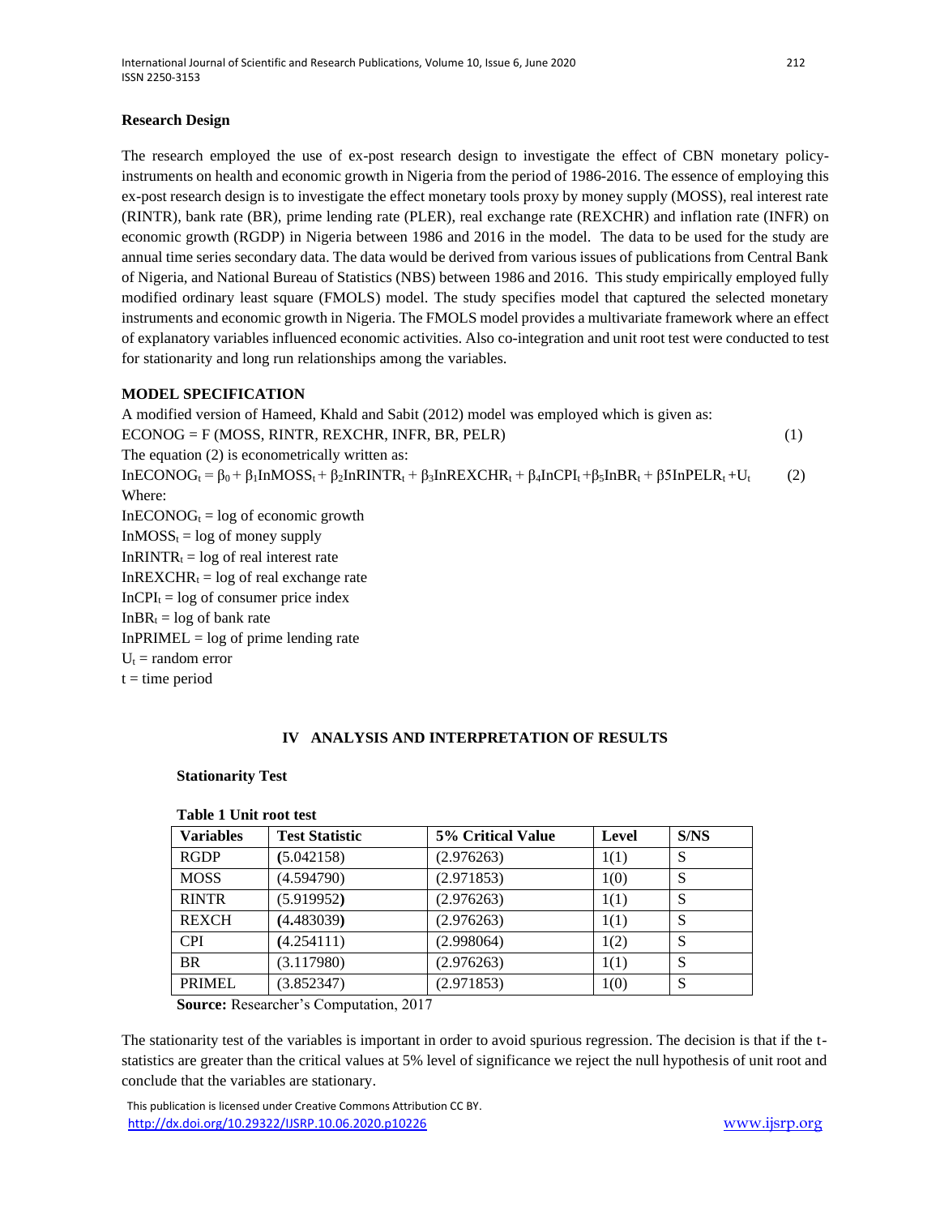**Research Design**

The research employed the use of ex-post research design to investigate the effect of CBN monetary policy-instruments on health and economic growth in Nigeria from the period of 1986-2016. The essence of employing this ex-post research design is to investigate the effect monetary tools proxy by money supply (MOSS), real interest rate (RINTR), bank rate (BR), prime lending rate (PLER), real exchange rate (REXCHR) and inflation rate (INFR) on economic growth (RGDP) in Nigeria between 1986 and 2016 in the model. The data to be used for the study are annual time series secondary data. The data would be derived from various issues of publications from Central Bank of Nigeria, and National Bureau of Statistics (NBS) between 1986 and 2016. This study empirically employed fully modified ordinary least square (FMOLS) model. The study specifies model that captured the selected monetary instruments and economic growth in Nigeria. The FMOLS model provides a multivariate framework where an effect of explanatory variables influenced economic activities. Also co-integration and unit root test were conducted to test for stationarity and long run relationships among the variables.

**MODEL SPECIFICATION**

A modified version of Hameed, Khald and Sabit (2012) model was employed which is given as:

$$ECONOG = F\ (MOSS,\ RINTR,\ REXCHR,\ INFR,\ BR,\ PELR) \quad (1)$$

The equation (2) is econometrically written as:

$$InECONOG_t = \beta_0 + \beta_1 InMOSS_t + \beta_2 InRINTR_t + \beta_3 InREXCHR_t + \beta_4 InCPI_t + \beta_5 InBR_t + \beta 5 InPELR_t + U_t \quad (2)$$

Where:

$InECONOG_t$ = log of economic growth
$InMOSS_t$ = log of money supply
$InRINTR_t$ = log of real interest rate
$InREXCHR_t$ = log of real exchange rate
$InCPI_t$ = log of consumer price index
$InBR_t$ = log of bank rate
$InPRIMEL$ = log of prime lending rate
$U_t$ = random error
t = time period

## IV ANALYSIS AND INTERPRETATION OF RESULTS

**Stationarity Test**

**Table 1 Unit root test**

| Variables | Test Statistic | 5% Critical Value | Level | S/NS |
|---|---|---|---|---|
| RGDP | (5.042158) | (2.976263) | 1(1) | S |
| MOSS | (4.594790) | (2.971853) | 1(0) | S |
| RINTR | (5.919952) | (2.976263) | 1(1) | S |
| REXCH | (4.483039) | (2.976263) | 1(1) | S |
| CPI | (4.254111) | (2.998064) | 1(2) | S |
| BR | (3.117980) | (2.976263) | 1(1) | S |
| PRIMEL | (3.852347) | (2.971853) | 1(0) | S |

**Source:** Researcher's Computation, 2017

The stationarity test of the variables is important in order to avoid spurious regression. The decision is that if the t-statistics are greater than the critical values at 5% level of significance we reject the null hypothesis of unit root and conclude that the variables are stationary.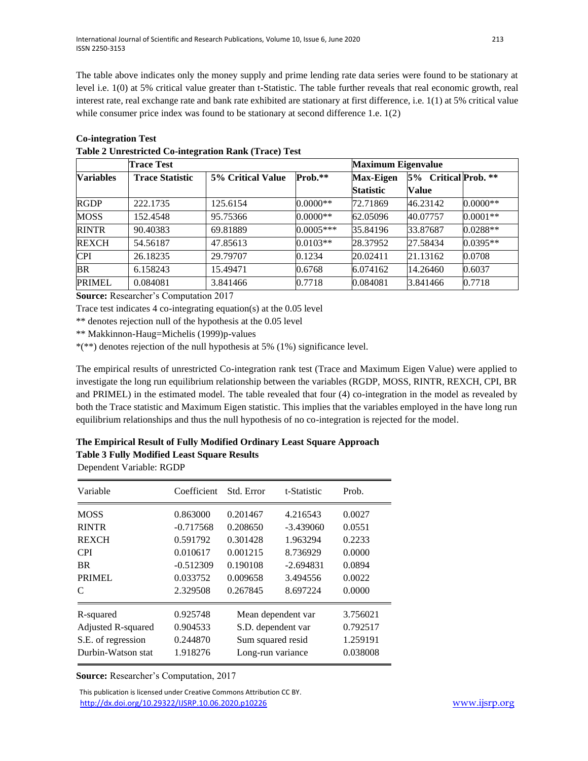The table above indicates only the money supply and prime lending rate data series were found to be stationary at level i.e. 1(0) at 5% critical value greater than t-Statistic. The table further reveals that real economic growth, real interest rate, real exchange rate and bank rate exhibited are stationary at first difference, i.e. 1(1) at 5% critical value while consumer price index was found to be stationary at second difference 1.e. 1(2)

**Co-integration Test**

**Table 2 Unrestricted Co-integration Rank (Trace) Test**

| | **Trace Test** | | | **Maximum Eigenvalue** | | |
|---|---|---|---|---|---|---|
| **Variables** | **Trace Statistic** | **5% Critical Value** | **Prob.\*\*** | **Max-Eigen Statistic** | **5% Critical Value** | **Prob. \*\*** |
| RGDP | 222.1735 | 125.6154 | 0.0000** | 72.71869 | 46.23142 | 0.0000** |
| MOSS | 152.4548 | 95.75366 | 0.0000** | 62.05096 | 40.07757 | 0.0001** |
| RINTR | 90.40383 | 69.81889 | 0.0005*** | 35.84196 | 33.87687 | 0.0288** |
| REXCH | 54.56187 | 47.85613 | 0.0103** | 28.37952 | 27.58434 | 0.0395** |
| CPI | 26.18235 | 29.79707 | 0.1234 | 20.02411 | 21.13162 | 0.0708 |
| BR | 6.158243 | 15.49471 | 0.6768 | 6.074162 | 14.26460 | 0.6037 |
| PRIMEL | 0.084081 | 3.841466 | 0.7718 | 0.084081 | 3.841466 | 0.7718 |

**Source:** Researcher's Computation 2017

Trace test indicates 4 co-integrating equation(s) at the 0.05 level

** denotes rejection null of the hypothesis at the 0.05 level

** Makkinnon-Haug=Michelis (1999)p-values

*(**) denotes rejection of the null hypothesis at 5% (1%) significance level.

The empirical results of unrestricted Co-integration rank test (Trace and Maximum Eigen Value) were applied to investigate the long run equilibrium relationship between the variables (RGDP, MOSS, RINTR, REXCH, CPI, BR and PRIMEL) in the estimated model. The table revealed that four (4) co-integration in the model as revealed by both the Trace statistic and Maximum Eigen statistic. This implies that the variables employed in the have long run equilibrium relationships and thus the null hypothesis of no co-integration is rejected for the model.

**The Empirical Result of Fully Modified Ordinary Least Square Approach**

**Table 3 Fully Modified Least Square Results**

Dependent Variable: RGDP

| Variable | Coefficient | Std. Error | t-Statistic | Prob. |
|---|---|---|---|---|
| MOSS | 0.863000 | 0.201467 | 4.216543 | 0.0027 |
| RINTR | -0.717568 | 0.208650 | -3.439060 | 0.0551 |
| REXCH | 0.591792 | 0.301428 | 1.963294 | 0.2233 |
| CPI | 0.010617 | 0.001215 | 8.736929 | 0.0000 |
| BR | -0.512309 | 0.190108 | -2.694831 | 0.0894 |
| PRIMEL | 0.033752 | 0.009658 | 3.494556 | 0.0022 |
| C | 2.329508 | 0.267845 | 8.697224 | 0.0000 |
| R-squared | 0.925748 | Mean dependent var | | 3.756021 |
| Adjusted R-squared | 0.904533 | S.D. dependent var | | 0.792517 |
| S.E. of regression | 0.244870 | Sum squared resid | | 1.259191 |
| Durbin-Watson stat | 1.918276 | Long-run variance | | 0.038008 |

**Source:** Researcher's Computation, 2017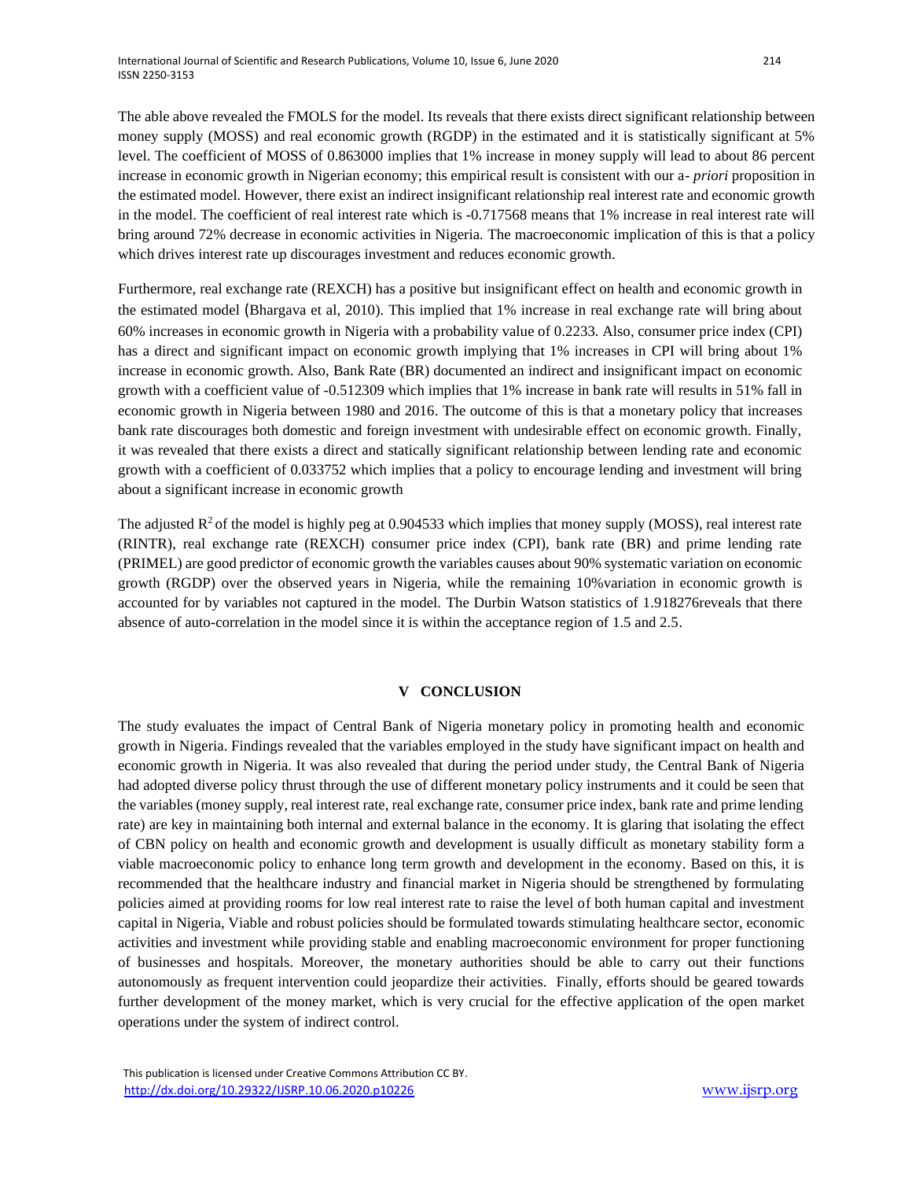The able above revealed the FMOLS for the model. Its reveals that there exists direct significant relationship between money supply (MOSS) and real economic growth (RGDP) in the estimated and it is statistically significant at 5% level. The coefficient of MOSS of 0.863000 implies that 1% increase in money supply will lead to about 86 percent increase in economic growth in Nigerian economy; this empirical result is consistent with our a- *priori* proposition in the estimated model. However, there exist an indirect insignificant relationship real interest rate and economic growth in the model. The coefficient of real interest rate which is -0.717568 means that 1% increase in real interest rate will bring around 72% decrease in economic activities in Nigeria. The macroeconomic implication of this is that a policy which drives interest rate up discourages investment and reduces economic growth.

Furthermore, real exchange rate (REXCH) has a positive but insignificant effect on health and economic growth in the estimated model (Bhargava et al, 2010). This implied that 1% increase in real exchange rate will bring about 60% increases in economic growth in Nigeria with a probability value of 0.2233. Also, consumer price index (CPI) has a direct and significant impact on economic growth implying that 1% increases in CPI will bring about 1% increase in economic growth. Also, Bank Rate (BR) documented an indirect and insignificant impact on economic growth with a coefficient value of -0.512309 which implies that 1% increase in bank rate will results in 51% fall in economic growth in Nigeria between 1980 and 2016. The outcome of this is that a monetary policy that increases bank rate discourages both domestic and foreign investment with undesirable effect on economic growth. Finally, it was revealed that there exists a direct and statically significant relationship between lending rate and economic growth with a coefficient of 0.033752 which implies that a policy to encourage lending and investment will bring about a significant increase in economic growth

The adjusted $R^2$ of the model is highly peg at 0.904533 which implies that money supply (MOSS), real interest rate (RINTR), real exchange rate (REXCH) consumer price index (CPI), bank rate (BR) and prime lending rate (PRIMEL) are good predictor of economic growth the variables causes about 90% systematic variation on economic growth (RGDP) over the observed years in Nigeria, while the remaining 10%variation in economic growth is accounted for by variables not captured in the model. The Durbin Watson statistics of 1.918276reveals that there absence of auto-correlation in the model since it is within the acceptance region of 1.5 and 2.5.

## V CONCLUSION

The study evaluates the impact of Central Bank of Nigeria monetary policy in promoting health and economic growth in Nigeria. Findings revealed that the variables employed in the study have significant impact on health and economic growth in Nigeria. It was also revealed that during the period under study, the Central Bank of Nigeria had adopted diverse policy thrust through the use of different monetary policy instruments and it could be seen that the variables (money supply, real interest rate, real exchange rate, consumer price index, bank rate and prime lending rate) are key in maintaining both internal and external balance in the economy. It is glaring that isolating the effect of CBN policy on health and economic growth and development is usually difficult as monetary stability form a viable macroeconomic policy to enhance long term growth and development in the economy. Based on this, it is recommended that the healthcare industry and financial market in Nigeria should be strengthened by formulating policies aimed at providing rooms for low real interest rate to raise the level of both human capital and investment capital in Nigeria, Viable and robust policies should be formulated towards stimulating healthcare sector, economic activities and investment while providing stable and enabling macroeconomic environment for proper functioning of businesses and hospitals. Moreover, the monetary authorities should be able to carry out their functions autonomously as frequent intervention could jeopardize their activities. Finally, efforts should be geared towards further development of the money market, which is very crucial for the effective application of the open market operations under the system of indirect control.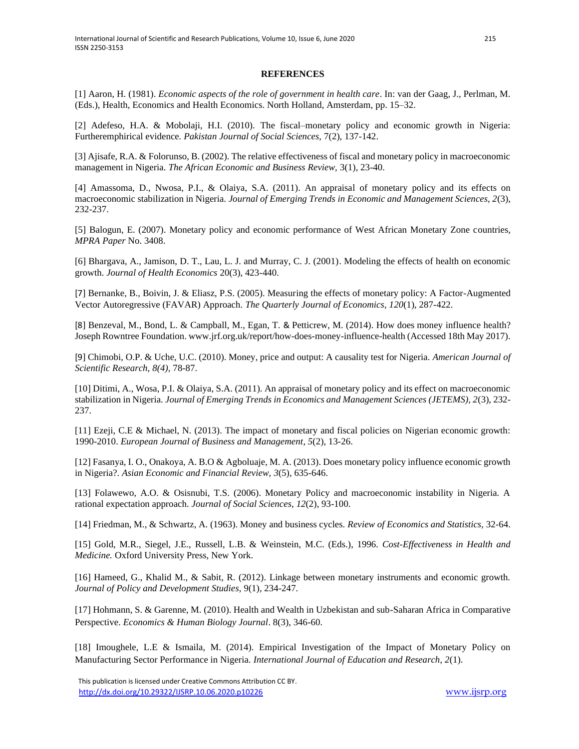**REFERENCES**

[1] Aaron, H. (1981). *Economic aspects of the role of government in health care*. In: van der Gaag, J., Perlman, M. (Eds.), Health, Economics and Health Economics. North Holland, Amsterdam, pp. 15–32.

[2] Adefeso, H.A. & Mobolaji, H.I. (2010). The fiscal–monetary policy and economic growth in Nigeria: Furtheremphirical evidence. *Pakistan Journal of Social Sciences*, 7(2), 137-142.

[3] Ajisafe, R.A. & Folorunso, B. (2002). The relative effectiveness of fiscal and monetary policy in macroeconomic management in Nigeria. *The African Economic and Business Review,* 3(1), 23-40.

[4] Amassoma, D., Nwosa, P.I., & Olaiya, S.A. (2011). An appraisal of monetary policy and its effects on macroeconomic stabilization in Nigeria. *Journal of Emerging Trends in Economic and Management Sciences, 2*(3), 232-237.

[5] Balogun, E. (2007). Monetary policy and economic performance of West African Monetary Zone countries, *MPRA Paper* No. 3408.

[6] Bhargava, A., Jamison, D. T., Lau, L. J. and Murray, C. J. (2001). Modeling the effects of health on economic growth. *Journal of Health Economics* 20(3), 423-440.

[7] Bernanke, B., Boivin, J. & Eliasz, P.S. (2005). Measuring the effects of monetary policy: A Factor-Augmented Vector Autoregressive (FAVAR) Approach. *The Quarterly Journal of Economics*, *120*(1), 287-422.

[8] Benzeval, M., Bond, L. & Campball, M., Egan, T. & Petticrew, M. (2014). How does money influence health? Joseph Rowntree Foundation. www.jrf.org.uk/report/how-does-money-influence-health (Accessed 18th May 2017).

[9] Chimobi, O.P. & Uche, U.C. (2010). Money, price and output: A causality test for Nigeria. *American Journal of Scientific Research, 8(4),* 78-87.

[10] Ditimi, A., Wosa, P.I. & Olaiya, S.A. (2011). An appraisal of monetary policy and its effect on macroeconomic stabilization in Nigeria. *Journal of Emerging Trends in Economics and Management Sciences (JETEMS)*, *2*(3), 232-237.

[11] Ezeji, C.E & Michael, N. (2013). The impact of monetary and fiscal policies on Nigerian economic growth: 1990-2010. *European Journal of Business and Management*, *5*(2), 13-26.

[12] Fasanya, I. O., Onakoya, A. B.O & Agboluaje, M. A. (2013). Does monetary policy influence economic growth in Nigeria?. *Asian Economic and Financial Review, 3*(5), 635-646.

[13] Folawewo, A.O. & Osisnubi, T.S. (2006). Monetary Policy and macroeconomic instability in Nigeria. A rational expectation approach. *Journal of Social Sciences*, *12*(2), 93-100.

[14] Friedman, M., & Schwartz, A. (1963). Money and business cycles. *Review of Economics and Statistics,* 32-64.

[15] Gold, M.R., Siegel, J.E., Russell, L.B. & Weinstein, M.C. (Eds.), 1996. *Cost-Effectiveness in Health and Medicine.* Oxford University Press, New York.

[16] Hameed, G., Khalid M., & Sabit, R. (2012). Linkage between monetary instruments and economic growth. *Journal of Policy and Development Studies,* 9(1), 234-247.

[17] Hohmann, S. & Garenne, M. (2010). Health and Wealth in Uzbekistan and sub-Saharan Africa in Comparative Perspective. *Economics & Human Biology Journal*. 8(3), 346-60.

[18] Imoughele, L.E & Ismaila, M. (2014). Empirical Investigation of the Impact of Monetary Policy on Manufacturing Sector Performance in Nigeria. *International Journal of Education and Research, 2*(1).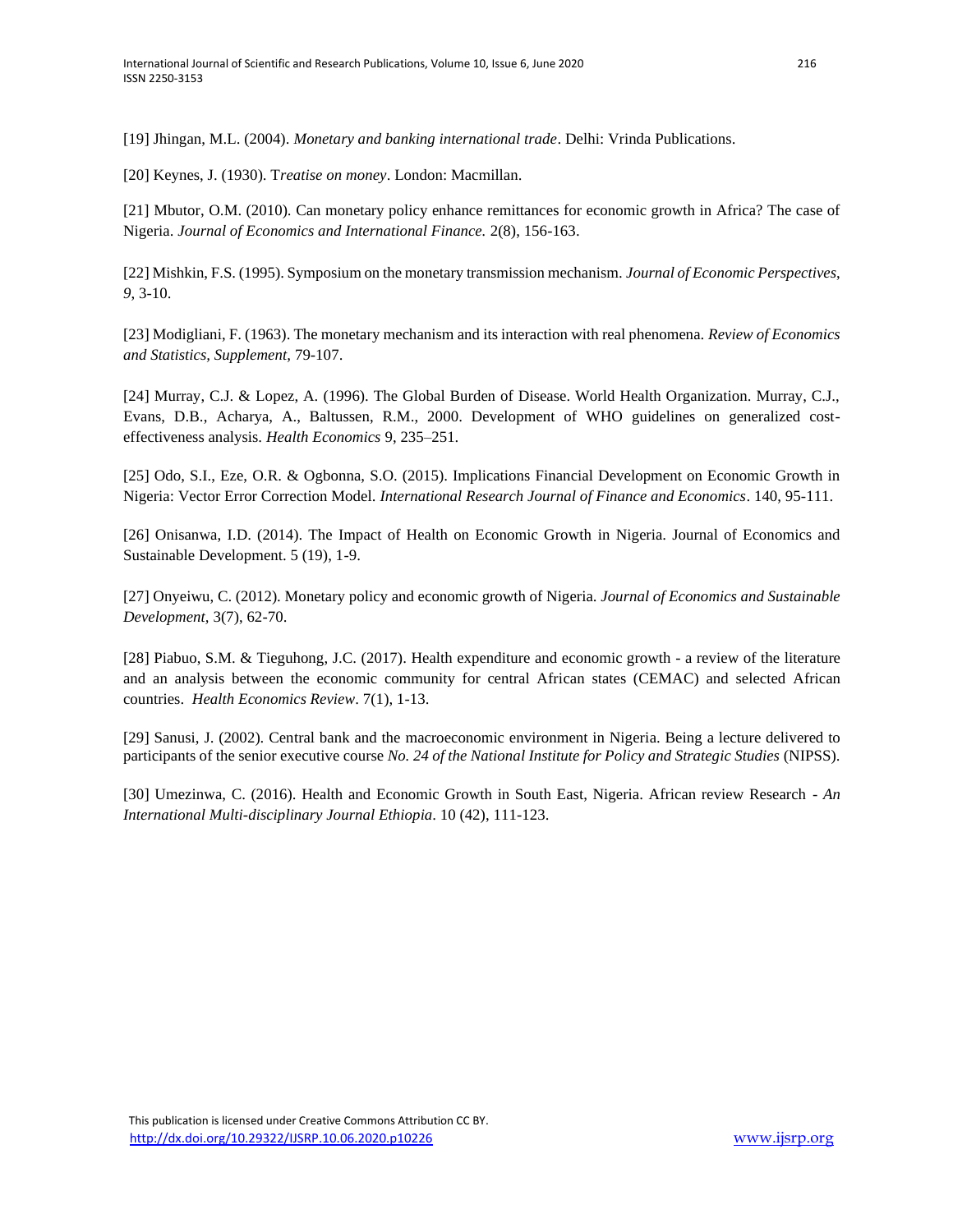[19] Jhingan, M.L. (2004). *Monetary and banking international trade*. Delhi: Vrinda Publications.

[20] Keynes, J. (1930). T*reatise on money*. London: Macmillan.

[21] Mbutor, O.M. (2010). Can monetary policy enhance remittances for economic growth in Africa? The case of Nigeria. *Journal of Economics and International Finance.* 2(8), 156-163.

[22] Mishkin, F.S. (1995). Symposium on the monetary transmission mechanism. *Journal of Economic Perspectives, 9*, 3-10.

[23] Modigliani, F. (1963). The monetary mechanism and its interaction with real phenomena. *Review of Economics and Statistics, Supplement,* 79-107.

[24] Murray, C.J. & Lopez, A. (1996). The Global Burden of Disease. World Health Organization. Murray, C.J., Evans, D.B., Acharya, A., Baltussen, R.M., 2000. Development of WHO guidelines on generalized cost-effectiveness analysis. *Health Economics* 9, 235–251.

[25] Odo, S.I., Eze, O.R. & Ogbonna, S.O. (2015). Implications Financial Development on Economic Growth in Nigeria: Vector Error Correction Model. *International Research Journal of Finance and Economics*. 140, 95-111.

[26] Onisanwa, I.D. (2014). The Impact of Health on Economic Growth in Nigeria. Journal of Economics and Sustainable Development. 5 (19), 1-9.

[27] Onyeiwu, C. (2012). Monetary policy and economic growth of Nigeria. *Journal of Economics and Sustainable Development,* 3(7), 62-70.

[28] Piabuo, S.M. & Tieguhong, J.C. (2017). Health expenditure and economic growth - a review of the literature and an analysis between the economic community for central African states (CEMAC) and selected African countries. *Health Economics Review*. 7(1), 1-13.

[29] Sanusi, J. (2002). Central bank and the macroeconomic environment in Nigeria. Being a lecture delivered to participants of the senior executive course *No. 24 of the National Institute for Policy and Strategic Studies* (NIPSS).

[30] Umezinwa, C. (2016). Health and Economic Growth in South East, Nigeria. African review Research - *An International Multi-disciplinary Journal Ethiopia*. 10 (42), 111-123.